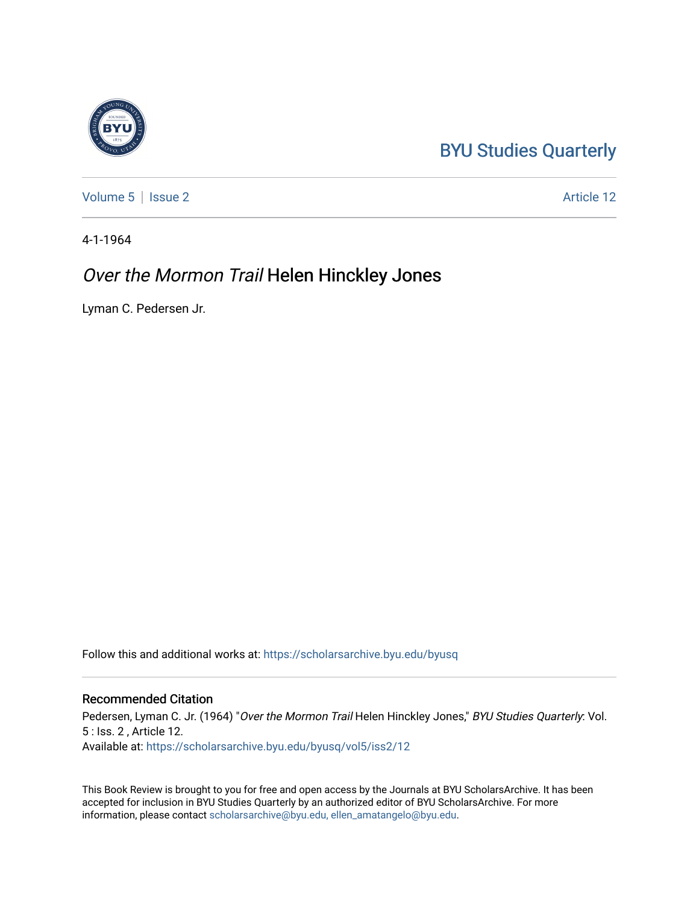BYU Studies Quarterly

Volume 5 | Issue 2 Article 12

4-1-1964

# *Over the Mormon Trail* Helen Hinckley Jones

Lyman C. Pedersen Jr.

Follow this and additional works at: https://scholarsarchive.byu.edu/byusq

## Recommended Citation

Pedersen, Lyman C. Jr. (1964) "*Over the Mormon Trail* Helen Hinckley Jones," *BYU Studies Quarterly*: Vol. 5 : Iss. 2 , Article 12.
Available at: https://scholarsarchive.byu.edu/byusq/vol5/iss2/12

This Book Review is brought to you for free and open access by the Journals at BYU ScholarsArchive. It has been accepted for inclusion in BYU Studies Quarterly by an authorized editor of BYU ScholarsArchive. For more information, please contact scholarsarchive@byu.edu, ellen_amatangelo@byu.edu.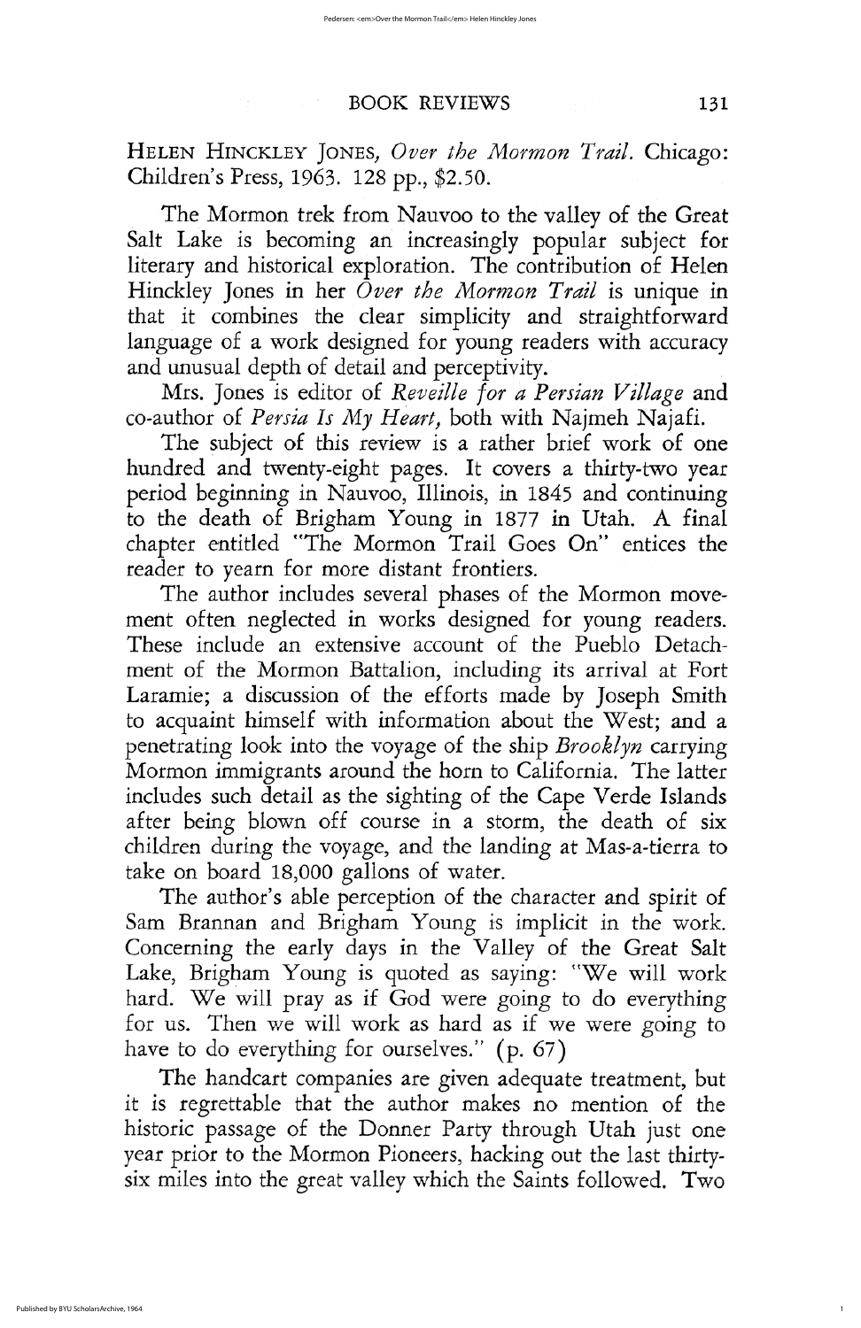HELEN HINCKLEY JONES, *Over the Mormon Trail.* Chicago: Children's Press, 1963. 128 pp., $2.50.

The Mormon trek from Nauvoo to the valley of the Great Salt Lake is becoming an increasingly popular subject for literary and historical exploration. The contribution of Helen Hinckley Jones in her *Over the Mormon Trail* is unique in that it combines the clear simplicity and straightforward language of a work designed for young readers with accuracy and unusual depth of detail and perceptivity.

Mrs. Jones is editor of *Reveille for a Persian Village* and co-author of *Persia Is My Heart,* both with Najmeh Najafi.

The subject of this review is a rather brief work of one hundred and twenty-eight pages. It covers a thirty-two year period beginning in Nauvoo, Illinois, in 1845 and continuing to the death of Brigham Young in 1877 in Utah. A final chapter entitled "The Mormon Trail Goes On" entices the reader to yearn for more distant frontiers.

The author includes several phases of the Mormon movement often neglected in works designed for young readers. These include an extensive account of the Pueblo Detachment of the Mormon Battalion, including its arrival at Fort Laramie; a discussion of the efforts made by Joseph Smith to acquaint himself with information about the West; and a penetrating look into the voyage of the ship *Brooklyn* carrying Mormon immigrants around the horn to California. The latter includes such detail as the sighting of the Cape Verde Islands after being blown off course in a storm, the death of six children during the voyage, and the landing at Mas-a-tierra to take on board 18,000 gallons of water.

The author's able perception of the character and spirit of Sam Brannan and Brigham Young is implicit in the work. Concerning the early days in the Valley of the Great Salt Lake, Brigham Young is quoted as saying: "We will work hard. We will pray as if God were going to do everything for us. Then we will work as hard as if we were going to have to do everything for ourselves." (p. 67)

The handcart companies are given adequate treatment, but it is regrettable that the author makes no mention of the historic passage of the Donner Party through Utah just one year prior to the Mormon Pioneers, hacking out the last thirty-six miles into the great valley which the Saints followed. Two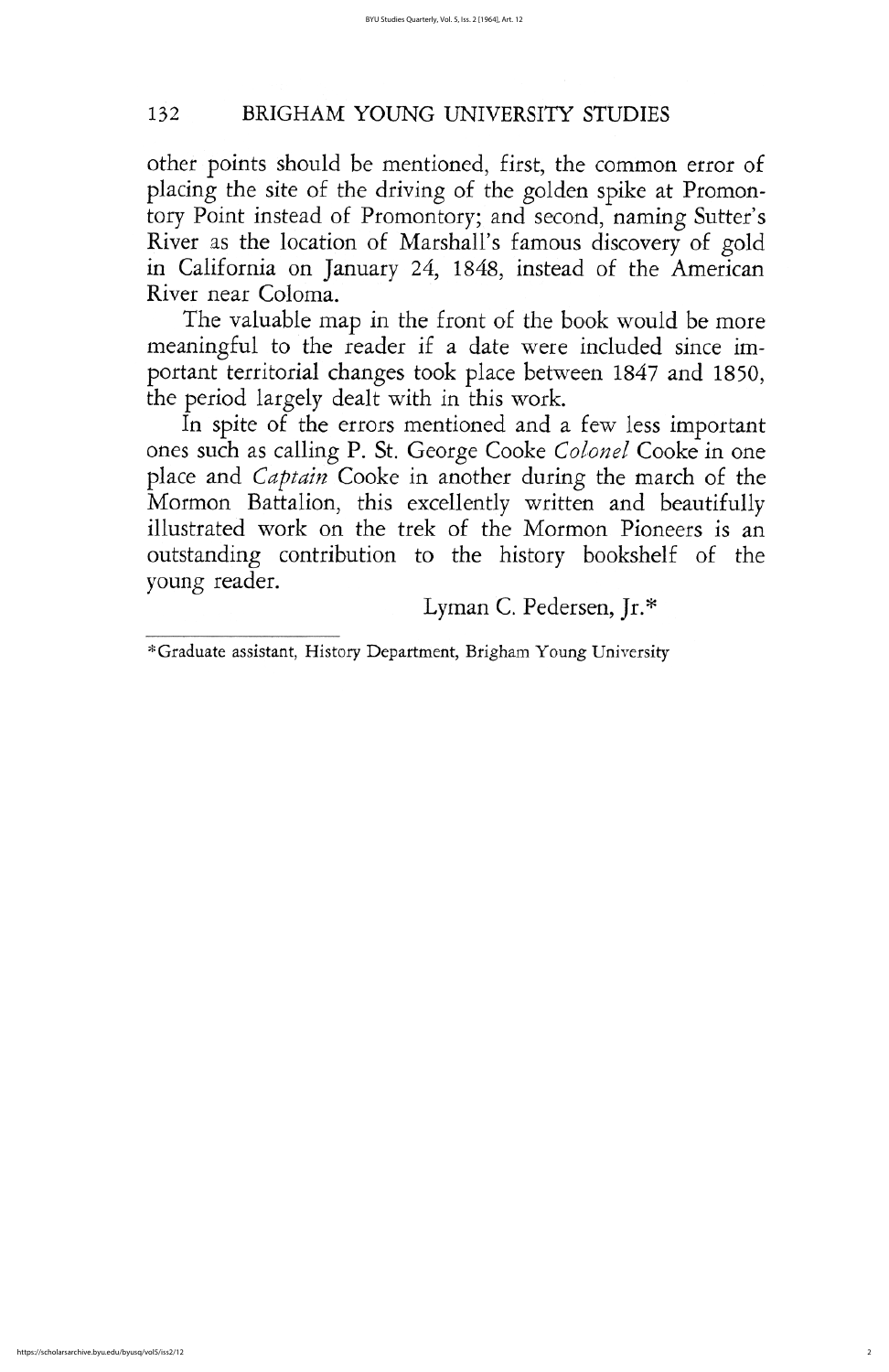other points should be mentioned, first, the common error of placing the site of the driving of the golden spike at Promontory Point instead of Promontory; and second, naming Sutter's River as the location of Marshall's famous discovery of gold in California on January 24, 1848, instead of the American River near Coloma.

The valuable map in the front of the book would be more meaningful to the reader if a date were included since important territorial changes took place between 1847 and 1850, the period largely dealt with in this work.

In spite of the errors mentioned and a few less important ones such as calling P. St. George Cooke *Colonel* Cooke in one place and *Captain* Cooke in another during the march of the Mormon Battalion, this excellently written and beautifully illustrated work on the trek of the Mormon Pioneers is an outstanding contribution to the history bookshelf of the young reader.

Lyman C. Pedersen, Jr.*

---

*Graduate assistant, History Department, Brigham Young University